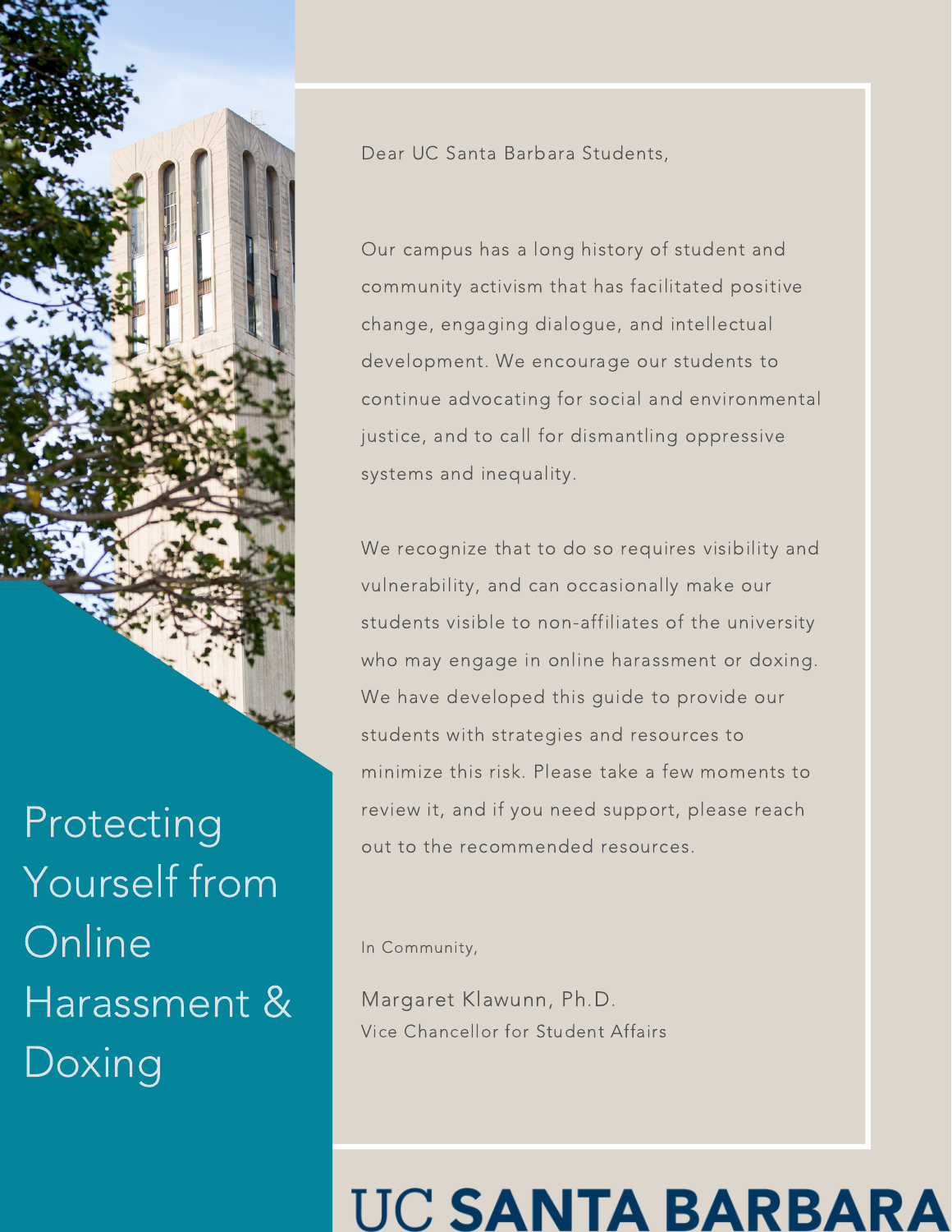# Protecting Yourself from Online Harassment & Doxing

Dear UC Santa Barbara Students,

Our campus has a long history of student and community activism that has facilitated positive change, engaging dialogue, and intellectual development. We encourage our students to continue advocating for social and environmental justice, and to call for dismantling oppressive systems and inequality.

We recognize that to do so requires visibility and vulnerability, and can occasionally make our students visible to non-affiliates of the university who may engage in online harassment or doxing. We have developed this guide to provide our students with strategies and resources to minimize this risk. Please take a few moments to review it, and if you need support, please reach out to the recommended resources.

In Community,

Margaret Klawunn, Ph.D.
Vice Chancellor for Student Affairs

UC SANTA BARBARA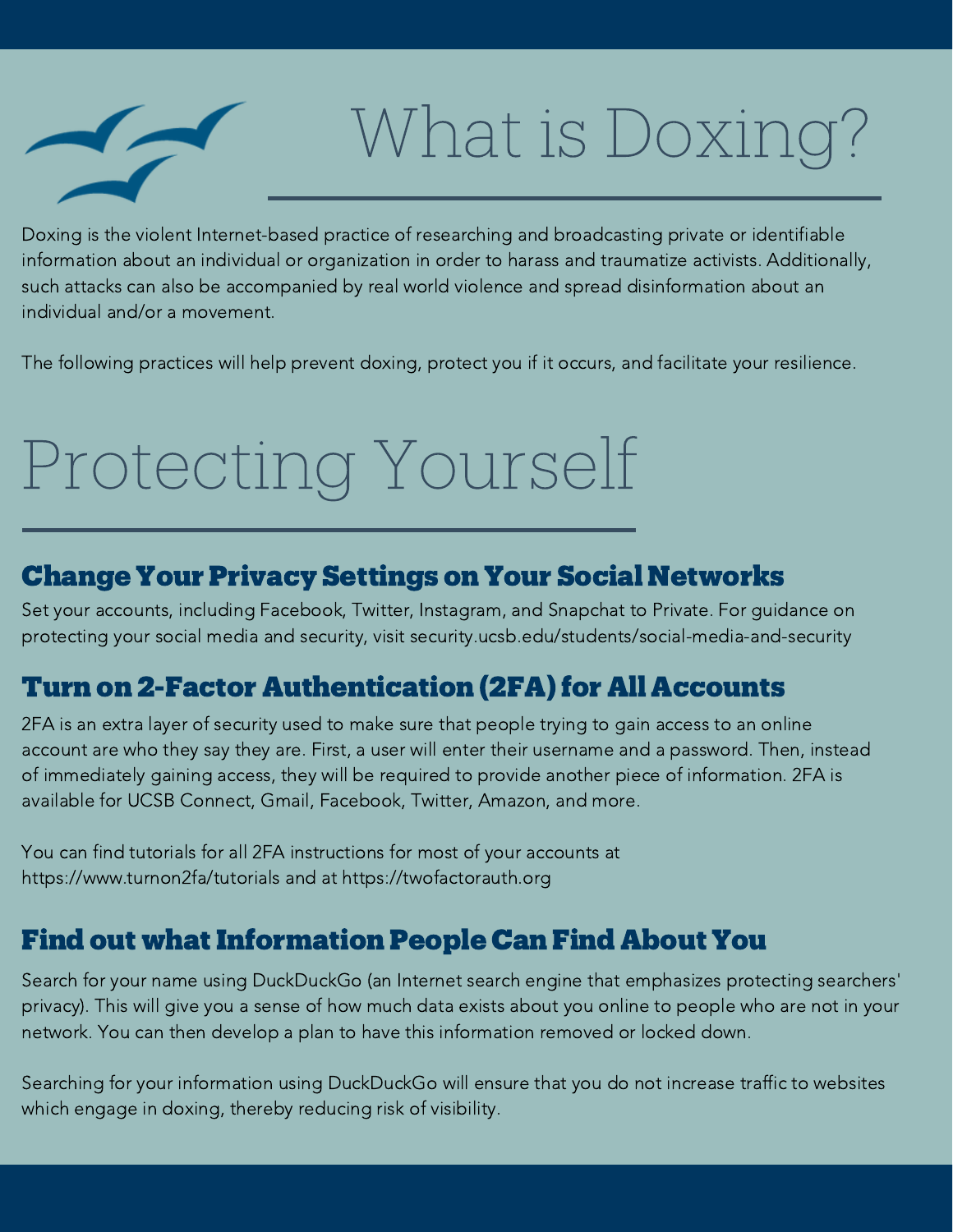# What is Doxing?

Doxing is the violent Internet-based practice of researching and broadcasting private or identifiable information about an individual or organization in order to harass and traumatize activists. Additionally, such attacks can also be accompanied by real world violence and spread disinformation about an individual and/or a movement.

The following practices will help prevent doxing, protect you if it occurs, and facilitate your resilience.

# Protecting Yourself

## Change Your Privacy Settings on Your Social Networks

Set your accounts, including Facebook, Twitter, Instagram, and Snapchat to Private. For guidance on protecting your social media and security, visit security.ucsb.edu/students/social-media-and-security

## Turn on 2-Factor Authentication (2FA) for All Accounts

2FA is an extra layer of security used to make sure that people trying to gain access to an online account are who they say they are. First, a user will enter their username and a password. Then, instead of immediately gaining access, they will be required to provide another piece of information. 2FA is available for UCSB Connect, Gmail, Facebook, Twitter, Amazon, and more.

You can find tutorials for all 2FA instructions for most of your accounts at https://www.turnon2fa/tutorials and at https://twofactorauth.org

## Find out what Information People Can Find About You

Search for your name using DuckDuckGo (an Internet search engine that emphasizes protecting searchers' privacy). This will give you a sense of how much data exists about you online to people who are not in your network. You can then develop a plan to have this information removed or locked down.

Searching for your information using DuckDuckGo will ensure that you do not increase traffic to websites which engage in doxing, thereby reducing risk of visibility.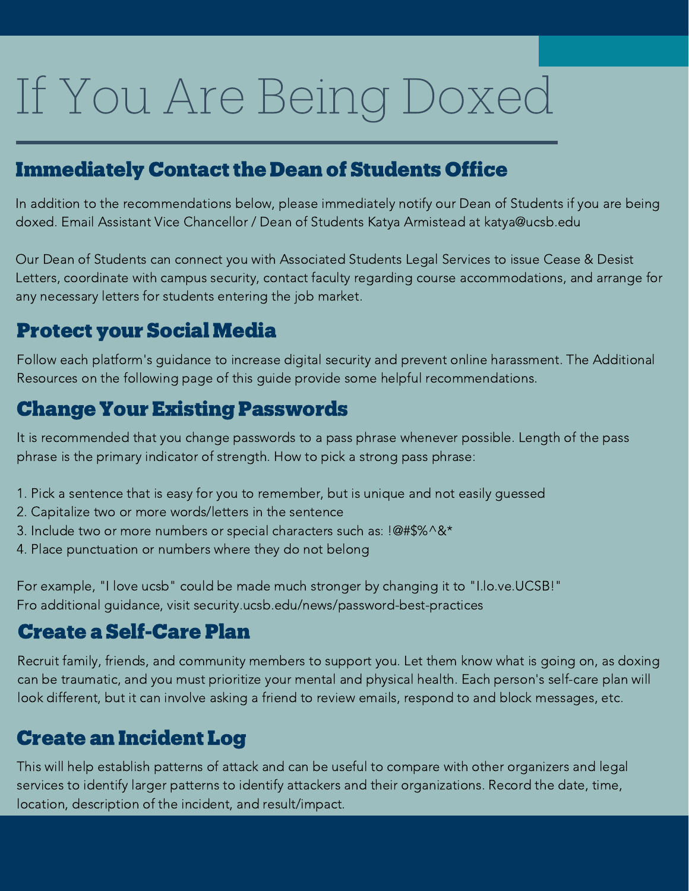# If You Are Being Doxed

## Immediately Contact the Dean of Students Office

In addition to the recommendations below, please immediately notify our Dean of Students if you are being doxed. Email Assistant Vice Chancellor / Dean of Students Katya Armistead at katya@ucsb.edu

Our Dean of Students can connect you with Associated Students Legal Services to issue Cease & Desist Letters, coordinate with campus security, contact faculty regarding course accommodations, and arrange for any necessary letters for students entering the job market.

## Protect your Social Media

Follow each platform's guidance to increase digital security and prevent online harassment. The Additional Resources on the following page of this guide provide some helpful recommendations.

## Change Your Existing Passwords

It is recommended that you change passwords to a pass phrase whenever possible. Length of the pass phrase is the primary indicator of strength. How to pick a strong pass phrase:

1. Pick a sentence that is easy for you to remember, but is unique and not easily guessed
2. Capitalize two or more words/letters in the sentence
3. Include two or more numbers or special characters such as: !@#$%^&*
4. Place punctuation or numbers where they do not belong

For example, "I love ucsb" could be made much stronger by changing it to "I.lo.ve.UCSB!"
Fro additional guidance, visit security.ucsb.edu/news/password-best-practices

## Create a Self-Care Plan

Recruit family, friends, and community members to support you. Let them know what is going on, as doxing can be traumatic, and you must prioritize your mental and physical health. Each person's self-care plan will look different, but it can involve asking a friend to review emails, respond to and block messages, etc.

## Create an Incident Log

This will help establish patterns of attack and can be useful to compare with other organizers and legal services to identify larger patterns to identify attackers and their organizations. Record the date, time, location, description of the incident, and result/impact.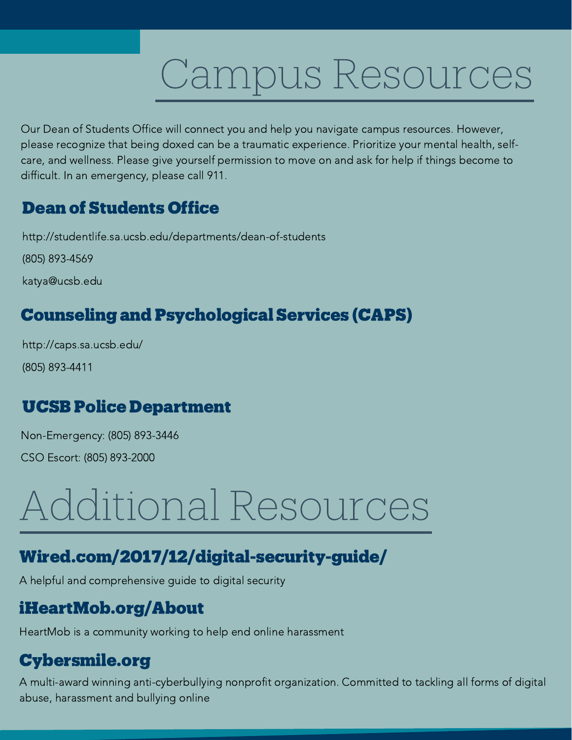# Campus Resources

Our Dean of Students Office will connect you and help you navigate campus resources. However, please recognize that being doxed can be a traumatic experience. Prioritize your mental health, self-care, and wellness. Please give yourself permission to move on and ask for help if things become to difficult. In an emergency, please call 911.

## Dean of Students Office

http://studentlife.sa.ucsb.edu/departments/dean-of-students

(805) 893-4569

katya@ucsb.edu

## Counseling and Psychological Services (CAPS)

http://caps.sa.ucsb.edu/

(805) 893-4411

## UCSB Police Department

Non-Emergency: (805) 893-3446

CSO Escort: (805) 893-2000

# Additional Resources

## Wired.com/2017/12/digital-security-guide/

A helpful and comprehensive guide to digital security

## iHeartMob.org/About

HeartMob is a community working to help end online harassment

## Cybersmile.org

A multi-award winning anti-cyberbullying nonprofit organization. Committed to tackling all forms of digital abuse, harassment and bullying online